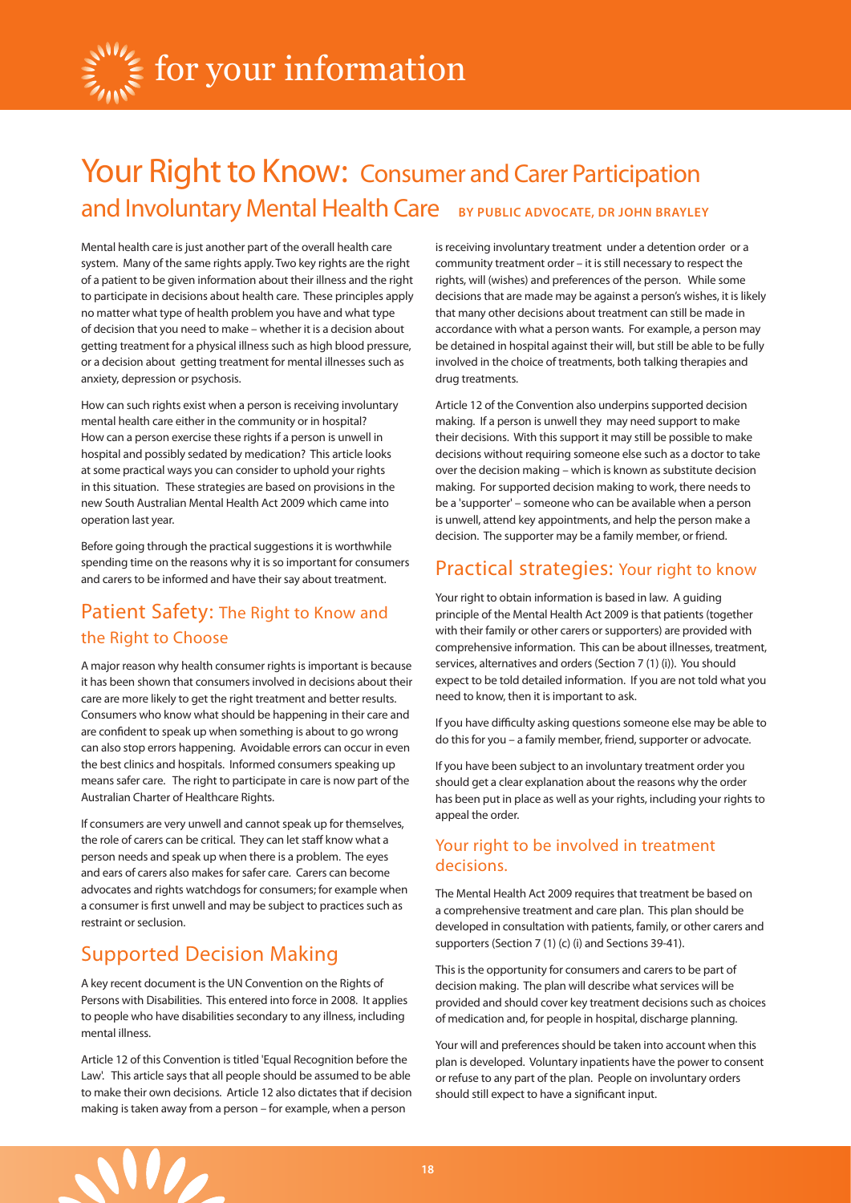# Your Right to Know: Consumer and Carer Participation and Involuntary Mental Health Care

**BY PUBLIC ADVOCATE, DR JOHN BRAYLEY**

Mental health care is just another part of the overall health care system. Many of the same rights apply. Two key rights are the right of a patient to be given information about their illness and the right to participate in decisions about health care. These principles apply no matter what type of health problem you have and what type of decision that you need to make – whether it is a decision about getting treatment for a physical illness such as high blood pressure, or a decision about getting treatment for mental illnesses such as anxiety, depression or psychosis.

How can such rights exist when a person is receiving involuntary mental health care either in the community or in hospital? How can a person exercise these rights if a person is unwell in hospital and possibly sedated by medication? This article looks at some practical ways you can consider to uphold your rights in this situation. These strategies are based on provisions in the new South Australian Mental Health Act 2009 which came into operation last year.

Before going through the practical suggestions it is worthwhile spending time on the reasons why it is so important for consumers and carers to be informed and have their say about treatment.

## Patient Safety: The Right to Know and the Right to Choose

A major reason why health consumer rights is important is because it has been shown that consumers involved in decisions about their care are more likely to get the right treatment and better results. Consumers who know what should be happening in their care and are confident to speak up when something is about to go wrong can also stop errors happening. Avoidable errors can occur in even the best clinics and hospitals. Informed consumers speaking up means safer care. The right to participate in care is now part of the Australian Charter of Healthcare Rights.

If consumers are very unwell and cannot speak up for themselves, the role of carers can be critical. They can let staff know what a person needs and speak up when there is a problem. The eyes and ears of carers also makes for safer care. Carers can become advocates and rights watchdogs for consumers; for example when a consumer is first unwell and may be subject to practices such as restraint or seclusion.

## Supported Decision Making

A key recent document is the UN Convention on the Rights of Persons with Disabilities. This entered into force in 2008. It applies to people who have disabilities secondary to any illness, including mental illness.

Article 12 of this Convention is titled 'Equal Recognition before the Law'. This article says that all people should be assumed to be able to make their own decisions. Article 12 also dictates that if decision making is taken away from a person – for example, when a person is receiving involuntary treatment under a detention order or a community treatment order – it is still necessary to respect the rights, will (wishes) and preferences of the person. While some decisions that are made may be against a person's wishes, it is likely that many other decisions about treatment can still be made in accordance with what a person wants. For example, a person may be detained in hospital against their will, but still be able to be fully involved in the choice of treatments, both talking therapies and drug treatments.

Article 12 of the Convention also underpins supported decision making. If a person is unwell they may need support to make their decisions. With this support it may still be possible to make decisions without requiring someone else such as a doctor to take over the decision making – which is known as substitute decision making. For supported decision making to work, there needs to be a 'supporter' – someone who can be available when a person is unwell, attend key appointments, and help the person make a decision. The supporter may be a family member, or friend.

## Practical strategies: Your right to know

Your right to obtain information is based in law. A guiding principle of the Mental Health Act 2009 is that patients (together with their family or other carers or supporters) are provided with comprehensive information. This can be about illnesses, treatment, services, alternatives and orders (Section 7 (1) (i)). You should expect to be told detailed information. If you are not told what you need to know, then it is important to ask.

If you have difficulty asking questions someone else may be able to do this for you – a family member, friend, supporter or advocate.

If you have been subject to an involuntary treatment order you should get a clear explanation about the reasons why the order has been put in place as well as your rights, including your rights to appeal the order.

### Your right to be involved in treatment decisions.

The Mental Health Act 2009 requires that treatment be based on a comprehensive treatment and care plan. This plan should be developed in consultation with patients, family, or other carers and supporters (Section 7 (1) (c) (i) and Sections 39-41).

This is the opportunity for consumers and carers to be part of decision making. The plan will describe what services will be provided and should cover key treatment decisions such as choices of medication and, for people in hospital, discharge planning.

Your will and preferences should be taken into account when this plan is developed. Voluntary inpatients have the power to consent or refuse to any part of the plan. People on involuntary orders should still expect to have a significant input.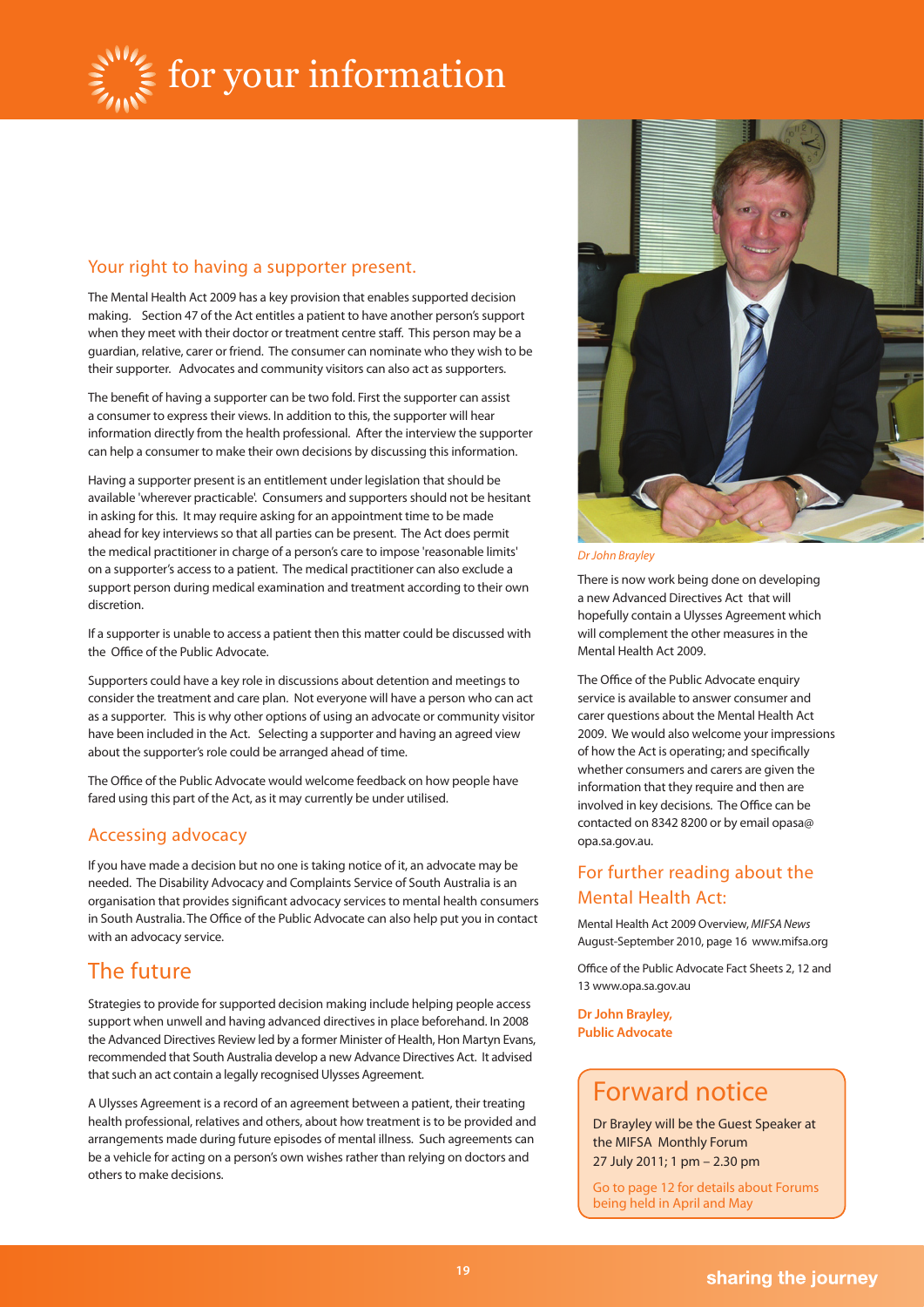# for your information

## Your right to having a supporter present.

The Mental Health Act 2009 has a key provision that enables supported decision making. Section 47 of the Act entitles a patient to have another person's support when they meet with their doctor or treatment centre staff. This person may be a guardian, relative, carer or friend. The consumer can nominate who they wish to be their supporter. Advocates and community visitors can also act as supporters.

The benefit of having a supporter can be two fold. First the supporter can assist a consumer to express their views. In addition to this, the supporter will hear information directly from the health professional. After the interview the supporter can help a consumer to make their own decisions by discussing this information.

Having a supporter present is an entitlement under legislation that should be available 'wherever practicable'. Consumers and supporters should not be hesitant in asking for this. It may require asking for an appointment time to be made ahead for key interviews so that all parties can be present. The Act does permit the medical practitioner in charge of a person's care to impose 'reasonable limits' on a supporter's access to a patient. The medical practitioner can also exclude a support person during medical examination and treatment according to their own discretion.

If a supporter is unable to access a patient then this matter could be discussed with the Office of the Public Advocate.

Supporters could have a key role in discussions about detention and meetings to consider the treatment and care plan. Not everyone will have a person who can act as a supporter. This is why other options of using an advocate or community visitor have been included in the Act. Selecting a supporter and having an agreed view about the supporter's role could be arranged ahead of time.

The Office of the Public Advocate would welcome feedback on how people have fared using this part of the Act, as it may currently be under utilised.

## Accessing advocacy

If you have made a decision but no one is taking notice of it, an advocate may be needed. The Disability Advocacy and Complaints Service of South Australia is an organisation that provides significant advocacy services to mental health consumers in South Australia. The Office of the Public Advocate can also help put you in contact with an advocacy service.

## The future

Strategies to provide for supported decision making include helping people access support when unwell and having advanced directives in place beforehand. In 2008 the Advanced Directives Review led by a former Minister of Health, Hon Martyn Evans, recommended that South Australia develop a new Advance Directives Act. It advised that such an act contain a legally recognised Ulysses Agreement.

A Ulysses Agreement is a record of an agreement between a patient, their treating health professional, relatives and others, about how treatment is to be provided and arrangements made during future episodes of mental illness. Such agreements can be a vehicle for acting on a person's own wishes rather than relying on doctors and others to make decisions.

*Dr John Brayley*

There is now work being done on developing a new Advanced Directives Act that will hopefully contain a Ulysses Agreement which will complement the other measures in the Mental Health Act 2009.

The Office of the Public Advocate enquiry service is available to answer consumer and carer questions about the Mental Health Act 2009. We would also welcome your impressions of how the Act is operating; and specifically whether consumers and carers are given the information that they require and then are involved in key decisions. The Office can be contacted on 8342 8200 or by email opasa@opa.sa.gov.au.

## For further reading about the Mental Health Act:

Mental Health Act 2009 Overview, *MIFSA News* August-September 2010, page 16 www.mifsa.org

Office of the Public Advocate Fact Sheets 2, 12 and 13 www.opa.sa.gov.au

**Dr John Brayley,**
**Public Advocate**

## Forward notice

Dr Brayley will be the Guest Speaker at the MIFSA Monthly Forum
27 July 2011; 1 pm – 2.30 pm

Go to page 12 for details about Forums being held in April and May